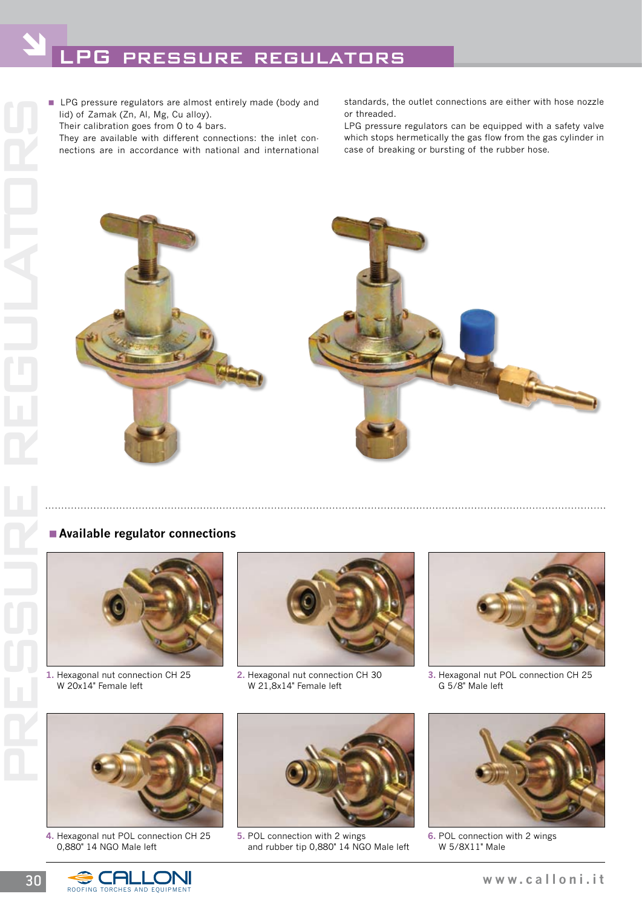# LPG PRESSURE REGULATORS

- LPG pressure regulators are almost entirely made (body and lid) of Zamak (Zn, Al, Mg, Cu alloy).
  Their calibration goes from 0 to 4 bars.
  They are available with different connections: the inlet connections are in accordance with national and international standards, the outlet connections are either with hose nozzle or threaded.
  LPG pressure regulators can be equipped with a safety valve which stops hermetically the gas flow from the gas cylinder in case of breaking or bursting of the rubber hose.

## Available regulator connections

1. Hexagonal nut connection CH 25 W 20x14" Female left

2. Hexagonal nut connection CH 30 W 21,8x14" Female left

3. Hexagonal nut POL connection CH 25 G 5/8" Male left

4. Hexagonal nut POL connection CH 25 0,880" 14 NGO Male left

5. POL connection with 2 wings and rubber tip 0,880" 14 NGO Male left

6. POL connection with 2 wings W 5/8X11" Male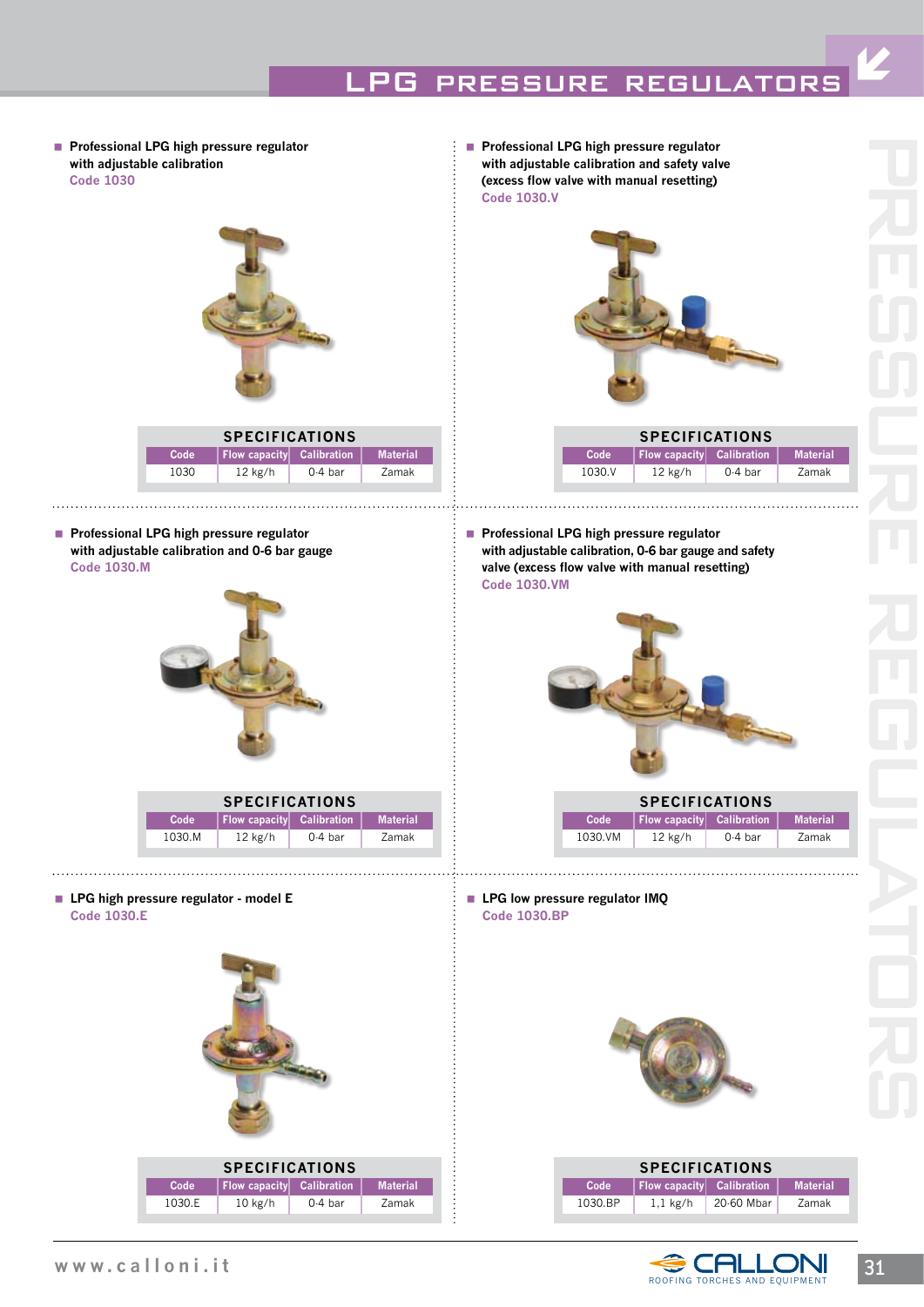# LPG PRESSURE REGULATORS

- **Professional LPG high pressure regulator with adjustable calibration**
  Code 1030

**SPECIFICATIONS**

| Code | Flow capacity | Calibration | Material |
|---|---|---|---|
| 1030 | 12 kg/h | 0-4 bar | Zamak |

- **Professional LPG high pressure regulator with adjustable calibration and safety valve (excess flow valve with manual resetting)**
  Code 1030.V

**SPECIFICATIONS**

| Code | Flow capacity | Calibration | Material |
|---|---|---|---|
| 1030.V | 12 kg/h | 0-4 bar | Zamak |

- **Professional LPG high pressure regulator with adjustable calibration and 0-6 bar gauge**
  Code 1030.M

**SPECIFICATIONS**

| Code | Flow capacity | Calibration | Material |
|---|---|---|---|
| 1030.M | 12 kg/h | 0-4 bar | Zamak |

- **Professional LPG high pressure regulator with adjustable calibration, 0-6 bar gauge and safety valve (excess flow valve with manual resetting)**
  Code 1030.VM

**SPECIFICATIONS**

| Code | Flow capacity | Calibration | Material |
|---|---|---|---|
| 1030.VM | 12 kg/h | 0-4 bar | Zamak |

- **LPG high pressure regulator - model E**
  Code 1030.E

**SPECIFICATIONS**

| Code | Flow capacity | Calibration | Material |
|---|---|---|---|
| 1030.E | 10 kg/h | 0-4 bar | Zamak |

- **LPG low pressure regulator IMQ**
  Code 1030.BP

**SPECIFICATIONS**

| Code | Flow capacity | Calibration | Material |
|---|---|---|---|
| 1030.BP | 1,1 kg/h | 20-60 Mbar | Zamak |

www.calloni.it

CALLONI — ROOFING TORCHES AND EQUIPMENT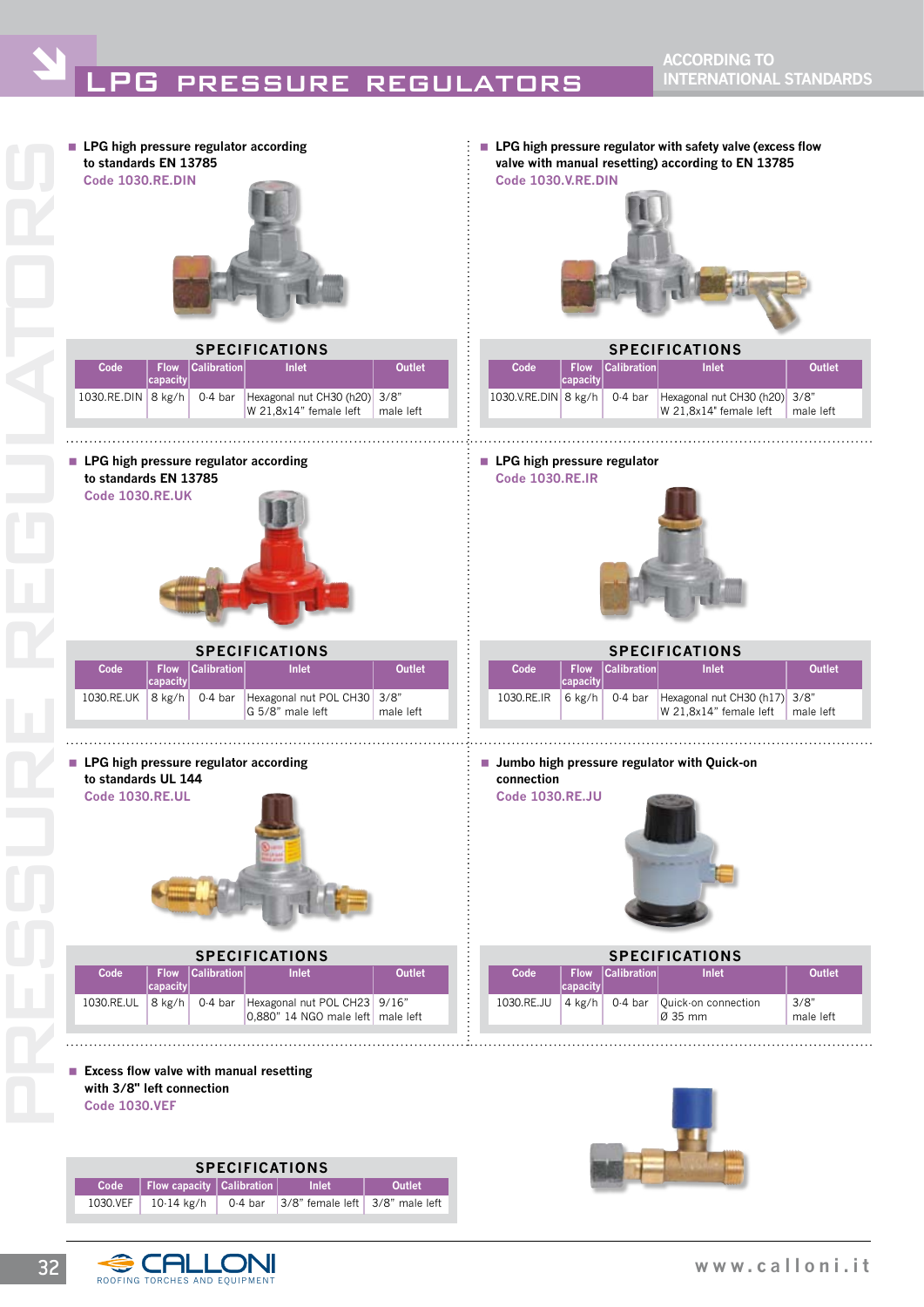# LPG PRESSURE REGULATORS

ACCORDING TO INTERNATIONAL STANDARDS

PRESSURE REGULATORS

## LPG high pressure regulator according to standards EN 13785

**Code 1030.RE.DIN**

### SPECIFICATIONS

| Code | Flow capacity | Calibration | Inlet | Outlet |
|---|---|---|---|---|
| 1030.RE.DIN | 8 kg/h | 0-4 bar | Hexagonal nut CH30 (h20) W 21,8x14" female left | 3/8" male left |

## LPG high pressure regulator with safety valve (excess flow valve with manual resetting) according to EN 13785

**Code 1030.V.RE.DIN**

### SPECIFICATIONS

| Code | Flow capacity | Calibration | Inlet | Outlet |
|---|---|---|---|---|
| 1030.V.RE.DIN | 8 kg/h | 0-4 bar | Hexagonal nut CH30 (h20) W 21,8x14" female left | 3/8" male left |

## LPG high pressure regulator according to standards EN 13785

**Code 1030.RE.UK**

### SPECIFICATIONS

| Code | Flow capacity | Calibration | Inlet | Outlet |
|---|---|---|---|---|
| 1030.RE.UK | 8 kg/h | 0-4 bar | Hexagonal nut POL CH30 G 5/8" male left | 3/8" male left |

## LPG high pressure regulator

**Code 1030.RE.IR**

### SPECIFICATIONS

| Code | Flow capacity | Calibration | Inlet | Outlet |
|---|---|---|---|---|
| 1030.RE.IR | 6 kg/h | 0-4 bar | Hexagonal nut CH30 (h17) W 21,8x14" female left | 3/8" male left |

## LPG high pressure regulator according to standards UL 144

**Code 1030.RE.UL**

### SPECIFICATIONS

| Code | Flow capacity | Calibration | Inlet | Outlet |
|---|---|---|---|---|
| 1030.RE.UL | 8 kg/h | 0-4 bar | Hexagonal nut POL CH23 0,880" 14 NGO male left | 9/16" male left |

## Jumbo high pressure regulator with Quick-on connection

**Code 1030.RE.JU**

### SPECIFICATIONS

| Code | Flow capacity | Calibration | Inlet | Outlet |
|---|---|---|---|---|
| 1030.RE.JU | 4 kg/h | 0-4 bar | Quick-on connection Ø 35 mm | 3/8" male left |

## Excess flow valve with manual resetting with 3/8" left connection

**Code 1030.VEF**

### SPECIFICATIONS

| Code | Flow capacity | Calibration | Inlet | Outlet |
|---|---|---|---|---|
| 1030.VEF | 10-14 kg/h | 0-4 bar | 3/8" female left | 3/8" male left |

CALLONI ROOFING TORCHES AND EQUIPMENT

www.calloni.it